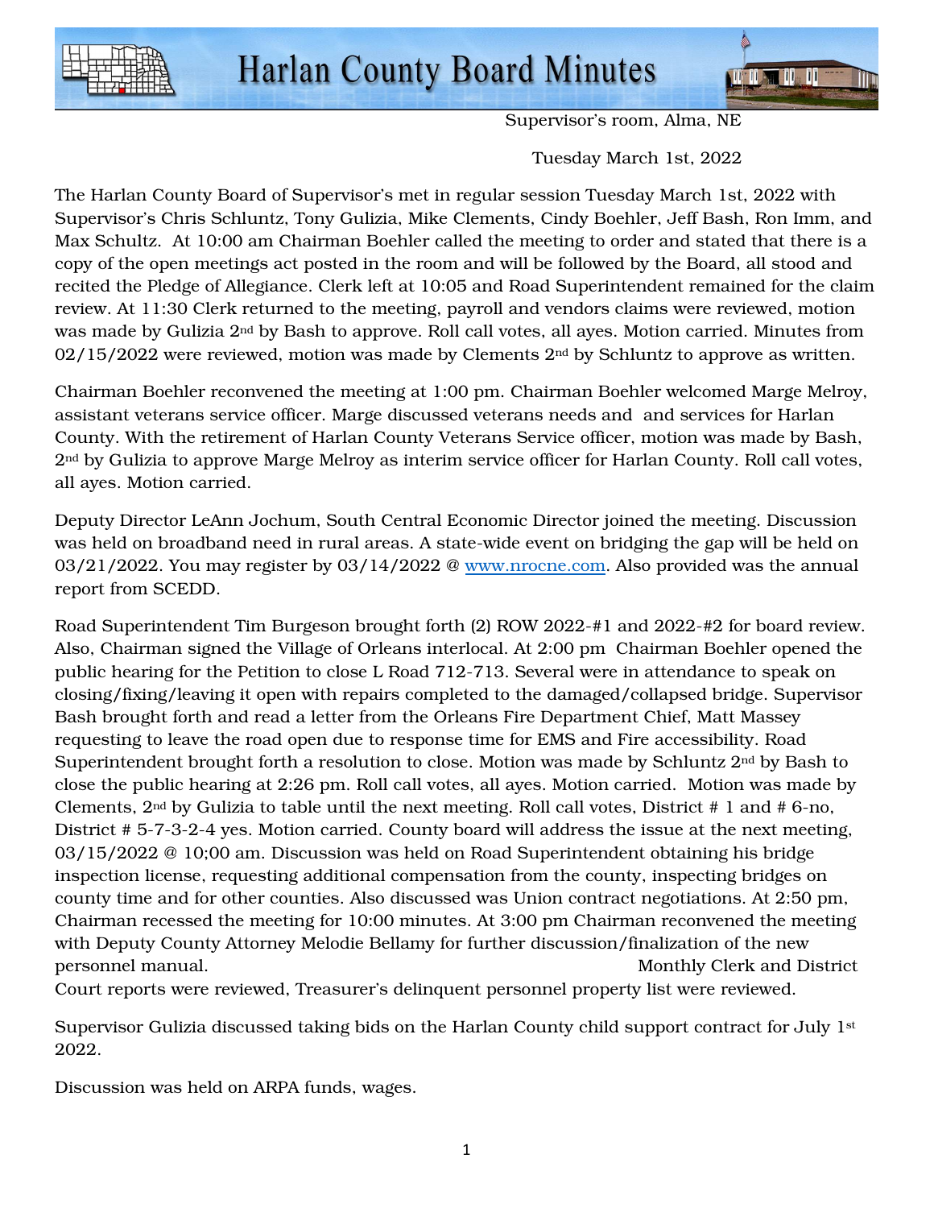# Harlan County Board Minutes

Supervisor's room, Alma, NE

Tuesday March 1st, 2022

The Harlan County Board of Supervisor's met in regular session Tuesday March 1st, 2022 with Supervisor's Chris Schluntz, Tony Gulizia, Mike Clements, Cindy Boehler, Jeff Bash, Ron Imm, and Max Schultz. At 10:00 am Chairman Boehler called the meeting to order and stated that there is a copy of the open meetings act posted in the room and will be followed by the Board, all stood and recited the Pledge of Allegiance. Clerk left at 10:05 and Road Superintendent remained for the claim review. At 11:30 Clerk returned to the meeting, payroll and vendors claims were reviewed, motion was made by Gulizia 2nd by Bash to approve. Roll call votes, all ayes. Motion carried. Minutes from 02/15/2022 were reviewed, motion was made by Clements 2nd by Schluntz to approve as written.

Chairman Boehler reconvened the meeting at 1:00 pm. Chairman Boehler welcomed Marge Melroy, assistant veterans service officer. Marge discussed veterans needs and and services for Harlan County. With the retirement of Harlan County Veterans Service officer, motion was made by Bash, 2nd by Gulizia to approve Marge Melroy as interim service officer for Harlan County. Roll call votes, all ayes. Motion carried.

Deputy Director LeAnn Jochum, South Central Economic Director joined the meeting. Discussion was held on broadband need in rural areas. A state-wide event on bridging the gap will be held on 03/21/2022. You may register by 03/14/2022 @ www.nrocne.com. Also provided was the annual report from SCEDD.

Road Superintendent Tim Burgeson brought forth (2) ROW 2022-#1 and 2022-#2 for board review. Also, Chairman signed the Village of Orleans interlocal. At 2:00 pm Chairman Boehler opened the public hearing for the Petition to close L Road 712-713. Several were in attendance to speak on closing/fixing/leaving it open with repairs completed to the damaged/collapsed bridge. Supervisor Bash brought forth and read a letter from the Orleans Fire Department Chief, Matt Massey requesting to leave the road open due to response time for EMS and Fire accessibility. Road Superintendent brought forth a resolution to close. Motion was made by Schluntz 2nd by Bash to close the public hearing at 2:26 pm. Roll call votes, all ayes. Motion carried. Motion was made by Clements, 2nd by Gulizia to table until the next meeting. Roll call votes, District # 1 and # 6-no, District # 5-7-3-2-4 yes. Motion carried. County board will address the issue at the next meeting, 03/15/2022 @ 10;00 am. Discussion was held on Road Superintendent obtaining his bridge inspection license, requesting additional compensation from the county, inspecting bridges on county time and for other counties. Also discussed was Union contract negotiations. At 2:50 pm, Chairman recessed the meeting for 10:00 minutes. At 3:00 pm Chairman reconvened the meeting with Deputy County Attorney Melodie Bellamy for further discussion/finalization of the new personnel manual. Monthly Clerk and District Court reports were reviewed, Treasurer's delinquent personnel property list were reviewed.

Supervisor Gulizia discussed taking bids on the Harlan County child support contract for July 1st 2022.

Discussion was held on ARPA funds, wages.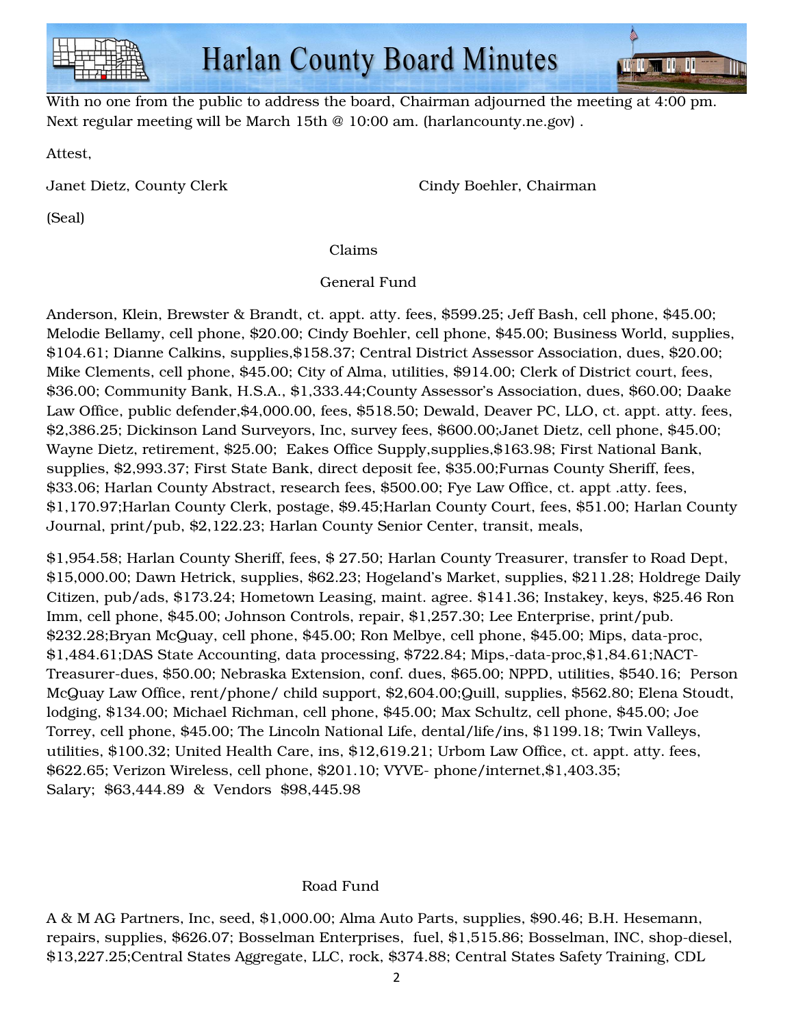With no one from the public to address the board, Chairman adjourned the meeting at 4:00 pm. Next regular meeting will be March 15th @ 10:00 am. (harlancounty.ne.gov) .

Attest,

Janet Dietz, County Clerk Cindy Boehler, Chairman

(Seal)

Claims

General Fund

Anderson, Klein, Brewster & Brandt, ct. appt. atty. fees, $599.25; Jeff Bash, cell phone, $45.00; Melodie Bellamy, cell phone, $20.00; Cindy Boehler, cell phone, $45.00; Business World, supplies, $104.61; Dianne Calkins, supplies,$158.37; Central District Assessor Association, dues, $20.00; Mike Clements, cell phone, $45.00; City of Alma, utilities, $914.00; Clerk of District court, fees, $36.00; Community Bank, H.S.A., $1,333.44;County Assessor's Association, dues, $60.00; Daake Law Office, public defender,$4,000.00, fees, $518.50; Dewald, Deaver PC, LLO, ct. appt. atty. fees, $2,386.25; Dickinson Land Surveyors, Inc, survey fees, $600.00;Janet Dietz, cell phone, $45.00; Wayne Dietz, retirement, $25.00; Eakes Office Supply,supplies,$163.98; First National Bank, supplies, $2,993.37; First State Bank, direct deposit fee, $35.00;Furnas County Sheriff, fees, $33.06; Harlan County Abstract, research fees, $500.00; Fye Law Office, ct. appt .atty. fees, $1,170.97;Harlan County Clerk, postage, $9.45;Harlan County Court, fees, $51.00; Harlan County Journal, print/pub, $2,122.23; Harlan County Senior Center, transit, meals,

$1,954.58; Harlan County Sheriff, fees, $ 27.50; Harlan County Treasurer, transfer to Road Dept, $15,000.00; Dawn Hetrick, supplies, $62.23; Hogeland's Market, supplies, $211.28; Holdrege Daily Citizen, pub/ads, $173.24; Hometown Leasing, maint. agree. $141.36; Instakey, keys, $25.46 Ron Imm, cell phone, $45.00; Johnson Controls, repair, $1,257.30; Lee Enterprise, print/pub. $232.28;Bryan McQuay, cell phone, $45.00; Ron Melbye, cell phone, $45.00; Mips, data-proc, $1,484.61;DAS State Accounting, data processing, $722.84; Mips,-data-proc,$1,84.61;NACT-Treasurer-dues, $50.00; Nebraska Extension, conf. dues, $65.00; NPPD, utilities, $540.16; Person McQuay Law Office, rent/phone/ child support, $2,604.00;Quill, supplies, $562.80; Elena Stoudt, lodging, $134.00; Michael Richman, cell phone, $45.00; Max Schultz, cell phone, $45.00; Joe Torrey, cell phone, $45.00; The Lincoln National Life, dental/life/ins, $1199.18; Twin Valleys, utilities, $100.32; United Health Care, ins, $12,619.21; Urbom Law Office, ct. appt. atty. fees, $622.65; Verizon Wireless, cell phone, $201.10; VYVE- phone/internet,$1,403.35;
Salary; $63,444.89 & Vendors $98,445.98

Road Fund

A & M AG Partners, Inc, seed, $1,000.00; Alma Auto Parts, supplies, $90.46; B.H. Hesemann, repairs, supplies, $626.07; Bosselman Enterprises, fuel, $1,515.86; Bosselman, INC, shop-diesel, $13,227.25;Central States Aggregate, LLC, rock, $374.88; Central States Safety Training, CDL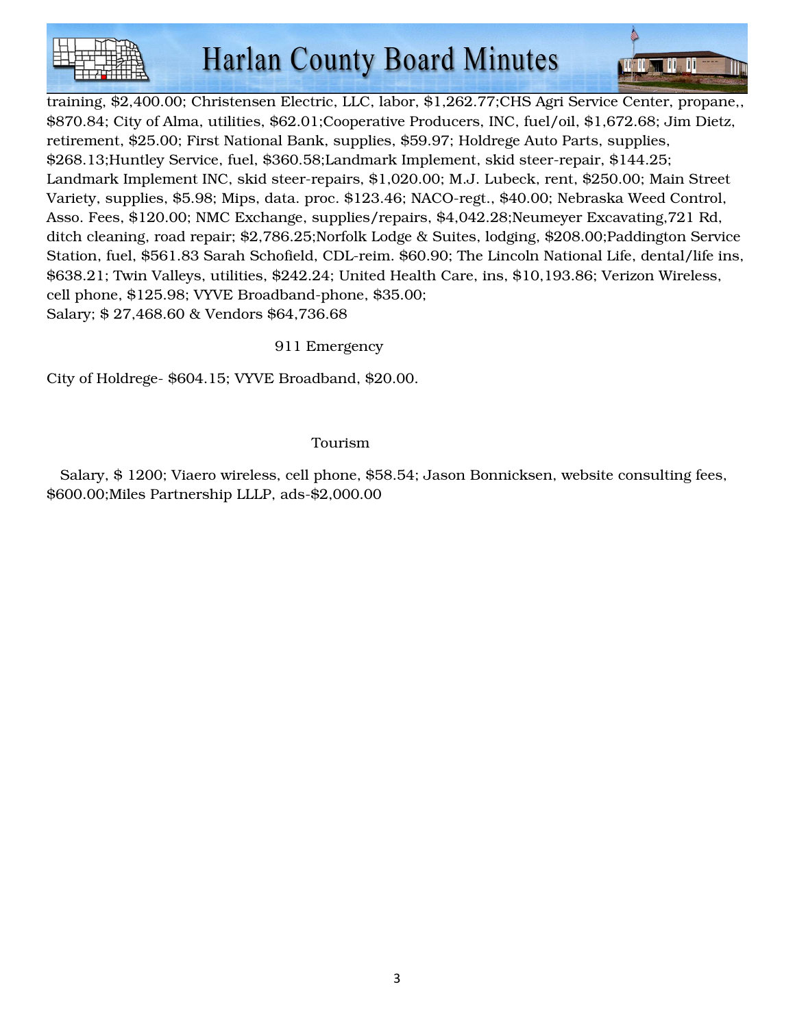training, $2,400.00; Christensen Electric, LLC, labor, $1,262.77;CHS Agri Service Center, propane,, $870.84; City of Alma, utilities, $62.01;Cooperative Producers, INC, fuel/oil, $1,672.68; Jim Dietz, retirement, $25.00; First National Bank, supplies, $59.97; Holdrege Auto Parts, supplies, $268.13;Huntley Service, fuel, $360.58;Landmark Implement, skid steer-repair, $144.25; Landmark Implement INC, skid steer-repairs, $1,020.00; M.J. Lubeck, rent, $250.00; Main Street Variety, supplies, $5.98; Mips, data. proc. $123.46; NACO-regt., $40.00; Nebraska Weed Control, Asso. Fees, $120.00; NMC Exchange, supplies/repairs, $4,042.28;Neumeyer Excavating,721 Rd, ditch cleaning, road repair; $2,786.25;Norfolk Lodge & Suites, lodging, $208.00;Paddington Service Station, fuel, $561.83 Sarah Schofield, CDL-reim. $60.90; The Lincoln National Life, dental/life ins, $638.21; Twin Valleys, utilities, $242.24; United Health Care, ins, $10,193.86; Verizon Wireless, cell phone, $125.98; VYVE Broadband-phone, $35.00;
Salary; $ 27,468.60 & Vendors $64,736.68

911 Emergency

City of Holdrege- $604.15; VYVE Broadband, $20.00.

Tourism

Salary, $ 1200; Viaero wireless, cell phone, $58.54; Jason Bonnicksen, website consulting fees, $600.00;Miles Partnership LLLP, ads-$2,000.00